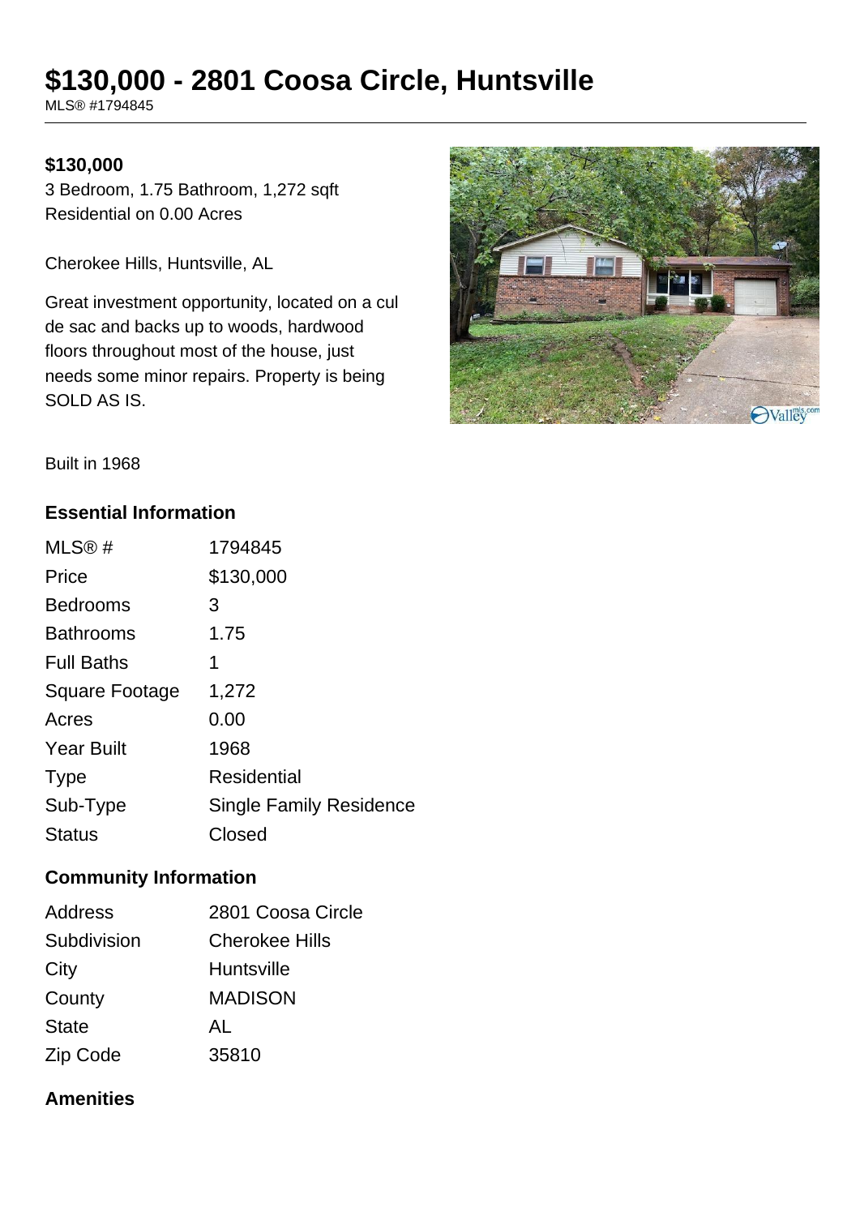# $130,000 - 2801 Coosa Circle, Huntsville

MLS® #1794845

**$130,000**

3 Bedroom, 1.75 Bathroom, 1,272 sqft

Residential on 0.00 Acres

Cherokee Hills, Huntsville, AL

Great investment opportunity, located on a cul de sac and backs up to woods, hardwood floors throughout most of the house, just needs some minor repairs. Property is being SOLD AS IS.

Built in 1968

## Essential Information

| | |
|---|---|
| MLS® # | 1794845 |
| Price | $130,000 |
| Bedrooms | 3 |
| Bathrooms | 1.75 |
| Full Baths | 1 |
| Square Footage | 1,272 |
| Acres | 0.00 |
| Year Built | 1968 |
| Type | Residential |
| Sub-Type | Single Family Residence |
| Status | Closed |

## Community Information

| | |
|---|---|
| Address | 2801 Coosa Circle |
| Subdivision | Cherokee Hills |
| City | Huntsville |
| County | MADISON |
| State | AL |
| Zip Code | 35810 |

## Amenities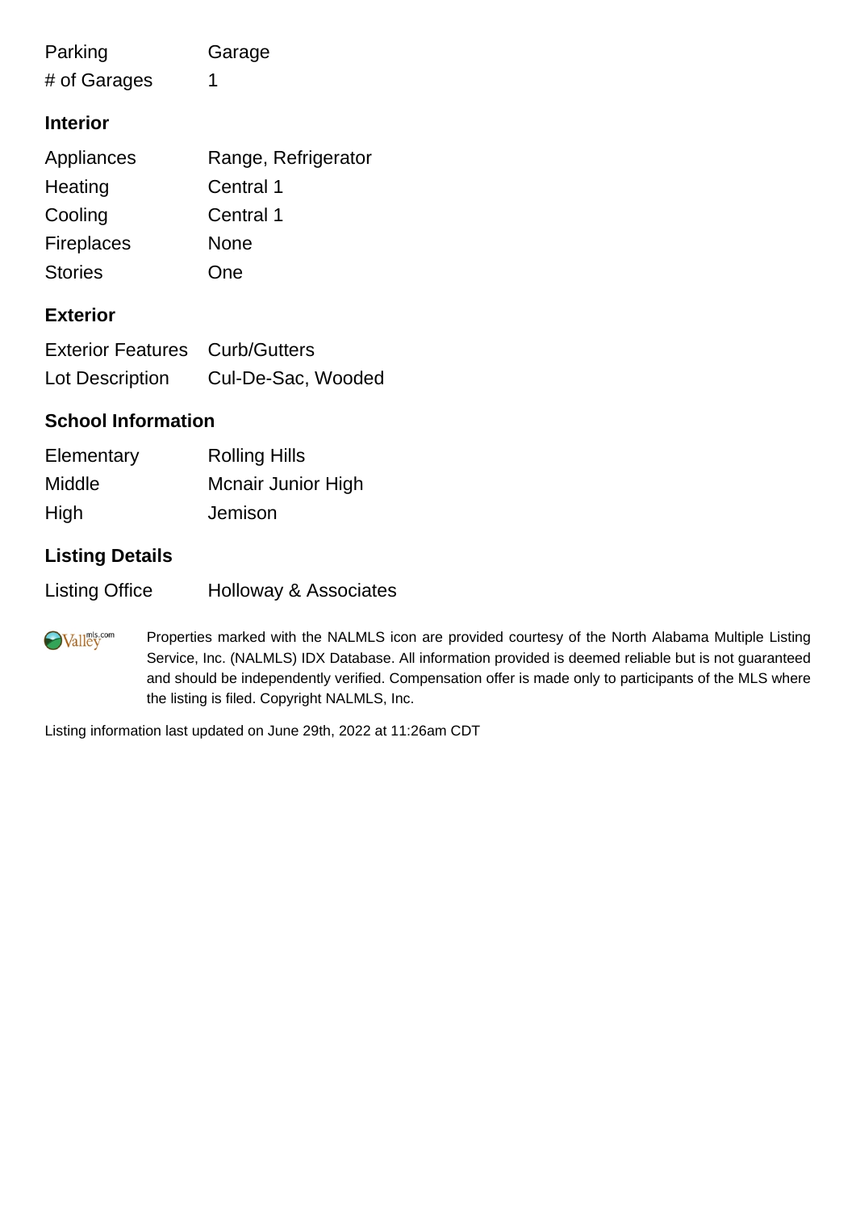| | |
|---|---|
| Parking | Garage |
| # of Garages | 1 |

### Interior

| | |
|---|---|
| Appliances | Range, Refrigerator |
| Heating | Central 1 |
| Cooling | Central 1 |
| Fireplaces | None |
| Stories | One |

### Exterior

| | |
|---|---|
| Exterior Features | Curb/Gutters |
| Lot Description | Cul-De-Sac, Wooded |

### School Information

| | |
|---|---|
| Elementary | Rolling Hills |
| Middle | Mcnair Junior High |
| High | Jemison |

### Listing Details

| | |
|---|---|
| Listing Office | Holloway & Associates |

Valleymls.com

Properties marked with the NALMLS icon are provided courtesy of the North Alabama Multiple Listing Service, Inc. (NALMLS) IDX Database. All information provided is deemed reliable but is not guaranteed and should be independently verified. Compensation offer is made only to participants of the MLS where the listing is filed. Copyright NALMLS, Inc.

Listing information last updated on June 29th, 2022 at 11:26am CDT